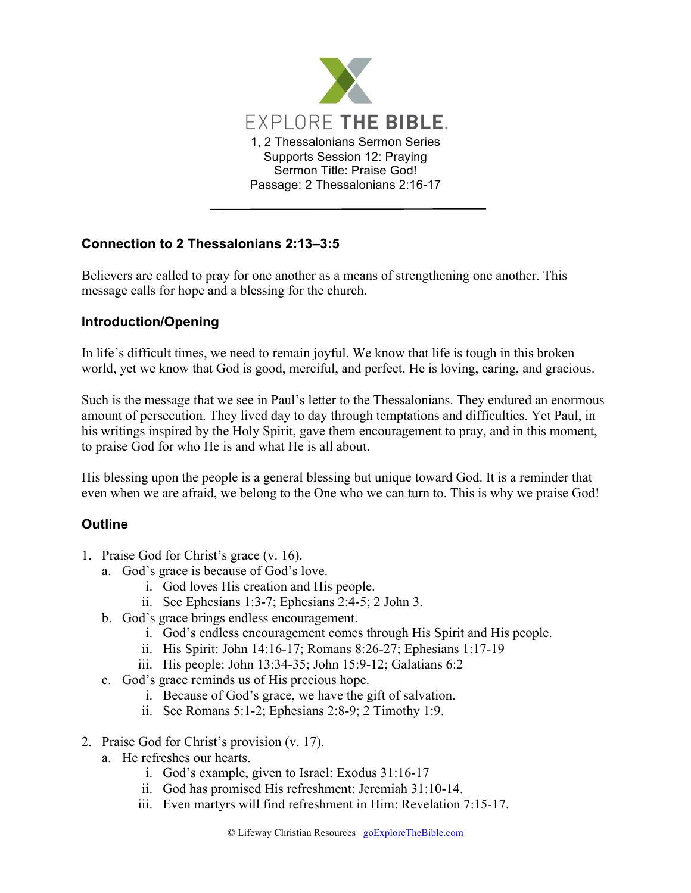EXPLORE THE BIBLE.

1, 2 Thessalonians Sermon Series
Supports Session 12: Praying
Sermon Title: Praise God!
Passage: 2 Thessalonians 2:16-17

---

### Connection to 2 Thessalonians 2:13–3:5

Believers are called to pray for one another as a means of strengthening one another. This message calls for hope and a blessing for the church.

### Introduction/Opening

In life's difficult times, we need to remain joyful. We know that life is tough in this broken world, yet we know that God is good, merciful, and perfect. He is loving, caring, and gracious.

Such is the message that we see in Paul's letter to the Thessalonians. They endured an enormous amount of persecution. They lived day to day through temptations and difficulties. Yet Paul, in his writings inspired by the Holy Spirit, gave them encouragement to pray, and in this moment, to praise God for who He is and what He is all about.

His blessing upon the people is a general blessing but unique toward God. It is a reminder that even when we are afraid, we belong to the One who we can turn to. This is why we praise God!

### Outline

1. Praise God for Christ's grace (v. 16).
   a. God's grace is because of God's love.
      i. God loves His creation and His people.
      ii. See Ephesians 1:3-7; Ephesians 2:4-5; 2 John 3.
   b. God's grace brings endless encouragement.
      i. God's endless encouragement comes through His Spirit and His people.
      ii. His Spirit: John 14:16-17; Romans 8:26-27; Ephesians 1:17-19
      iii. His people: John 13:34-35; John 15:9-12; Galatians 6:2
   c. God's grace reminds us of His precious hope.
      i. Because of God's grace, we have the gift of salvation.
      ii. See Romans 5:1-2; Ephesians 2:8-9; 2 Timothy 1:9.

2. Praise God for Christ's provision (v. 17).
   a. He refreshes our hearts.
      i. God's example, given to Israel: Exodus 31:16-17
      ii. God has promised His refreshment: Jeremiah 31:10-14.
      iii. Even martyrs will find refreshment in Him: Revelation 7:15-17.

© Lifeway Christian Resources goExploreTheBible.com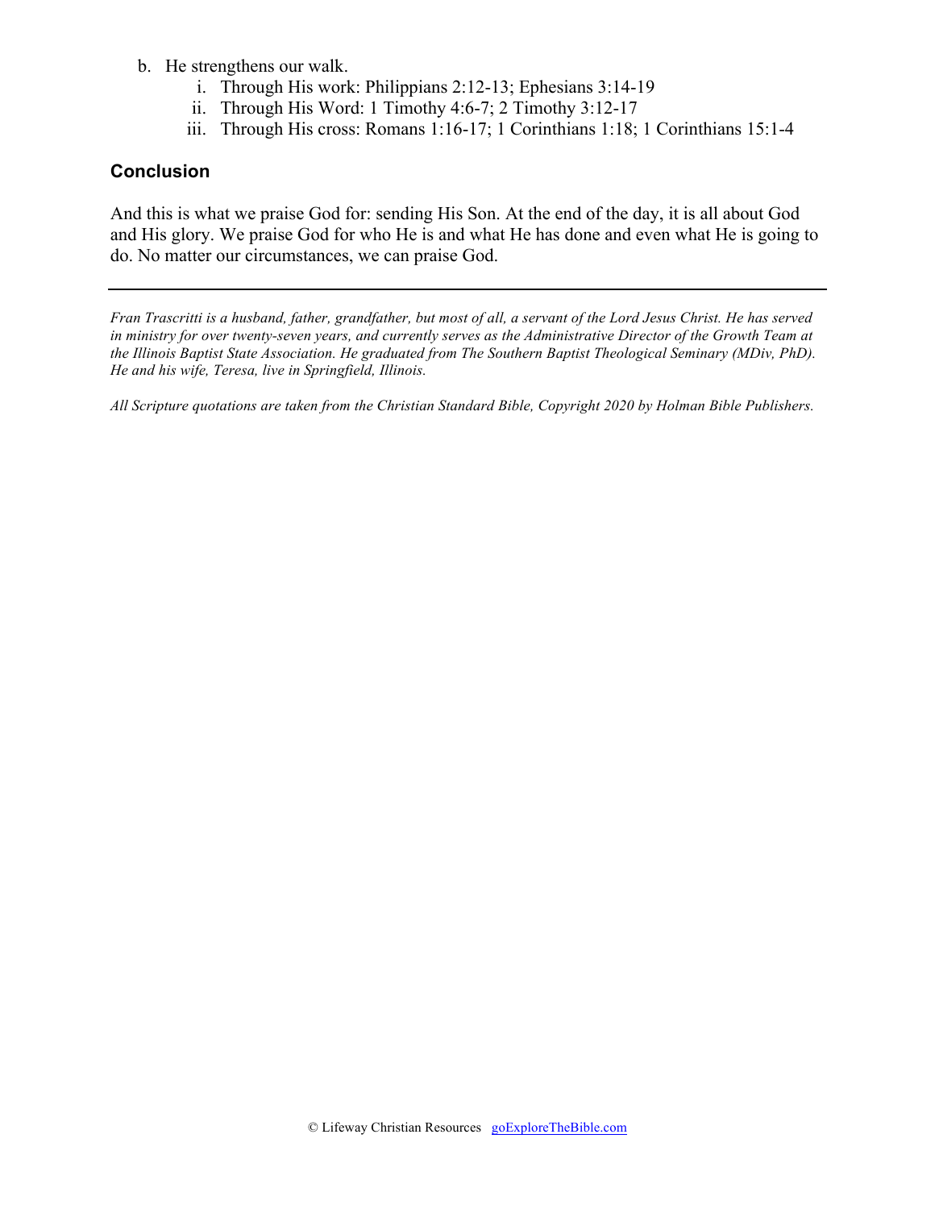b. He strengthens our walk.
    i. Through His work: Philippians 2:12-13; Ephesians 3:14-19
    ii. Through His Word: 1 Timothy 4:6-7; 2 Timothy 3:12-17
    iii. Through His cross: Romans 1:16-17; 1 Corinthians 1:18; 1 Corinthians 15:1-4

### Conclusion

And this is what we praise God for: sending His Son. At the end of the day, it is all about God and His glory. We praise God for who He is and what He has done and even what He is going to do. No matter our circumstances, we can praise God.

---

*Fran Trascritti is a husband, father, grandfather, but most of all, a servant of the Lord Jesus Christ. He has served in ministry for over twenty-seven years, and currently serves as the Administrative Director of the Growth Team at the Illinois Baptist State Association. He graduated from The Southern Baptist Theological Seminary (MDiv, PhD). He and his wife, Teresa, live in Springfield, Illinois.*

*All Scripture quotations are taken from the Christian Standard Bible, Copyright 2020 by Holman Bible Publishers.*

© Lifeway Christian Resources goExploreTheBible.com